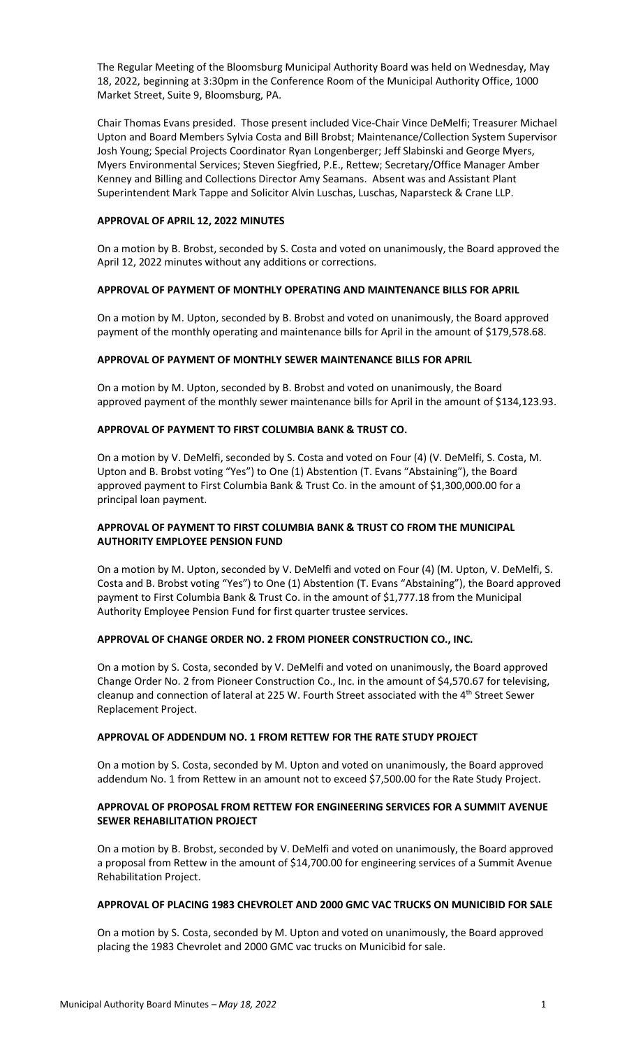The Regular Meeting of the Bloomsburg Municipal Authority Board was held on Wednesday, May 18, 2022, beginning at 3:30pm in the Conference Room of the Municipal Authority Office, 1000 Market Street, Suite 9, Bloomsburg, PA.

Chair Thomas Evans presided. Those present included Vice-Chair Vince DeMelfi; Treasurer Michael Upton and Board Members Sylvia Costa and Bill Brobst; Maintenance/Collection System Supervisor Josh Young; Special Projects Coordinator Ryan Longenberger; Jeff Slabinski and George Myers, Myers Environmental Services; Steven Siegfried, P.E., Rettew; Secretary/Office Manager Amber Kenney and Billing and Collections Director Amy Seamans. Absent was and Assistant Plant Superintendent Mark Tappe and Solicitor Alvin Luschas, Luschas, Naparsteck & Crane LLP.

**APPROVAL OF APRIL 12, 2022 MINUTES**

On a motion by B. Brobst, seconded by S. Costa and voted on unanimously, the Board approved the April 12, 2022 minutes without any additions or corrections.

**APPROVAL OF PAYMENT OF MONTHLY OPERATING AND MAINTENANCE BILLS FOR APRIL**

On a motion by M. Upton, seconded by B. Brobst and voted on unanimously, the Board approved payment of the monthly operating and maintenance bills for April in the amount of $179,578.68.

**APPROVAL OF PAYMENT OF MONTHLY SEWER MAINTENANCE BILLS FOR APRIL**

On a motion by M. Upton, seconded by B. Brobst and voted on unanimously, the Board approved payment of the monthly sewer maintenance bills for April in the amount of $134,123.93.

**APPROVAL OF PAYMENT TO FIRST COLUMBIA BANK & TRUST CO.**

On a motion by V. DeMelfi, seconded by S. Costa and voted on Four (4) (V. DeMelfi, S. Costa, M. Upton and B. Brobst voting "Yes") to One (1) Abstention (T. Evans "Abstaining"), the Board approved payment to First Columbia Bank & Trust Co. in the amount of $1,300,000.00 for a principal loan payment.

**APPROVAL OF PAYMENT TO FIRST COLUMBIA BANK & TRUST CO FROM THE MUNICIPAL AUTHORITY EMPLOYEE PENSION FUND**

On a motion by M. Upton, seconded by V. DeMelfi and voted on Four (4) (M. Upton, V. DeMelfi, S. Costa and B. Brobst voting "Yes") to One (1) Abstention (T. Evans "Abstaining"), the Board approved payment to First Columbia Bank & Trust Co. in the amount of $1,777.18 from the Municipal Authority Employee Pension Fund for first quarter trustee services.

**APPROVAL OF CHANGE ORDER NO. 2 FROM PIONEER CONSTRUCTION CO., INC.**

On a motion by S. Costa, seconded by V. DeMelfi and voted on unanimously, the Board approved Change Order No. 2 from Pioneer Construction Co., Inc. in the amount of $4,570.67 for televising, cleanup and connection of lateral at 225 W. Fourth Street associated with the 4th Street Sewer Replacement Project.

**APPROVAL OF ADDENDUM NO. 1 FROM RETTEW FOR THE RATE STUDY PROJECT**

On a motion by S. Costa, seconded by M. Upton and voted on unanimously, the Board approved addendum No. 1 from Rettew in an amount not to exceed $7,500.00 for the Rate Study Project.

**APPROVAL OF PROPOSAL FROM RETTEW FOR ENGINEERING SERVICES FOR A SUMMIT AVENUE SEWER REHABILITATION PROJECT**

On a motion by B. Brobst, seconded by V. DeMelfi and voted on unanimously, the Board approved a proposal from Rettew in the amount of $14,700.00 for engineering services of a Summit Avenue Rehabilitation Project.

**APPROVAL OF PLACING 1983 CHEVROLET AND 2000 GMC VAC TRUCKS ON MUNICIBID FOR SALE**

On a motion by S. Costa, seconded by M. Upton and voted on unanimously, the Board approved placing the 1983 Chevrolet and 2000 GMC vac trucks on Municibid for sale.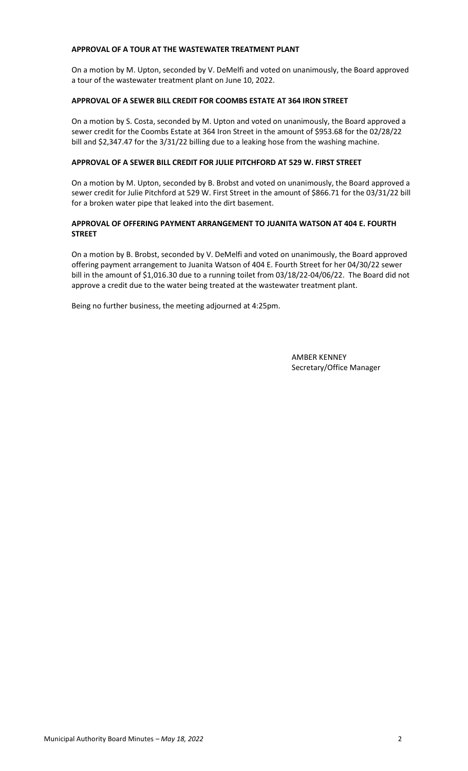**APPROVAL OF A TOUR AT THE WASTEWATER TREATMENT PLANT**

On a motion by M. Upton, seconded by V. DeMelfi and voted on unanimously, the Board approved a tour of the wastewater treatment plant on June 10, 2022.

**APPROVAL OF A SEWER BILL CREDIT FOR COOMBS ESTATE AT 364 IRON STREET**

On a motion by S. Costa, seconded by M. Upton and voted on unanimously, the Board approved a sewer credit for the Coombs Estate at 364 Iron Street in the amount of $953.68 for the 02/28/22 bill and $2,347.47 for the 3/31/22 billing due to a leaking hose from the washing machine.

**APPROVAL OF A SEWER BILL CREDIT FOR JULIE PITCHFORD AT 529 W. FIRST STREET**

On a motion by M. Upton, seconded by B. Brobst and voted on unanimously, the Board approved a sewer credit for Julie Pitchford at 529 W. First Street in the amount of $866.71 for the 03/31/22 bill for a broken water pipe that leaked into the dirt basement.

**APPROVAL OF OFFERING PAYMENT ARRANGEMENT TO JUANITA WATSON AT 404 E. FOURTH STREET**

On a motion by B. Brobst, seconded by V. DeMelfi and voted on unanimously, the Board approved offering payment arrangement to Juanita Watson of 404 E. Fourth Street for her 04/30/22 sewer bill in the amount of $1,016.30 due to a running toilet from 03/18/22-04/06/22. The Board did not approve a credit due to the water being treated at the wastewater treatment plant.

Being no further business, the meeting adjourned at 4:25pm.

AMBER KENNEY
Secretary/Office Manager